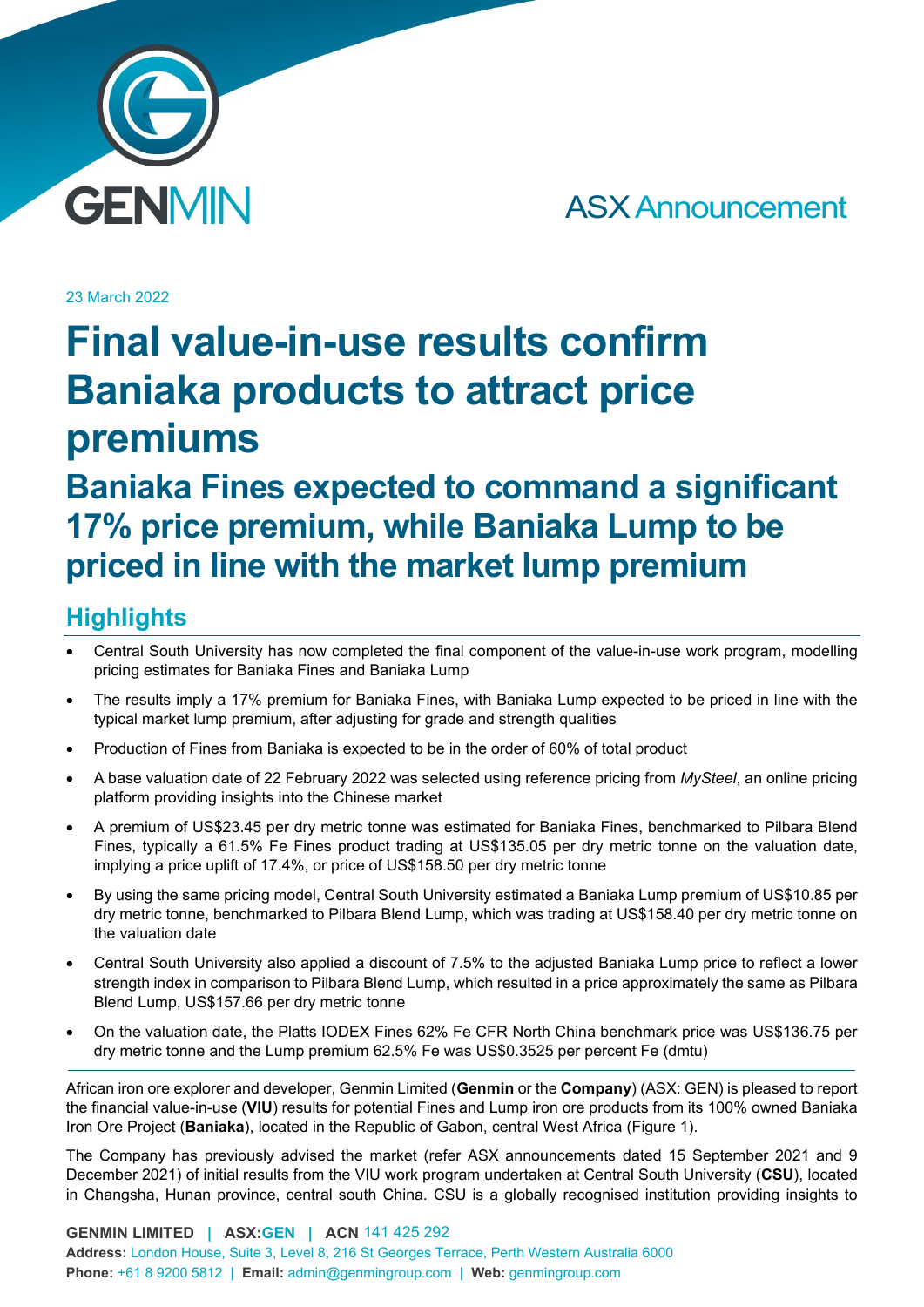23 March 2022

# Final value-in-use results confirm Baniaka products to attract price premiums

## Baniaka Fines expected to command a significant 17% price premium, while Baniaka Lump to be priced in line with the market lump premium

## Highlights

- Central South University has now completed the final component of the value-in-use work program, modelling pricing estimates for Baniaka Fines and Baniaka Lump
- The results imply a 17% premium for Baniaka Fines, with Baniaka Lump expected to be priced in line with the typical market lump premium, after adjusting for grade and strength qualities
- Production of Fines from Baniaka is expected to be in the order of 60% of total product
- A base valuation date of 22 February 2022 was selected using reference pricing from *MySteel*, an online pricing platform providing insights into the Chinese market
- A premium of US$23.45 per dry metric tonne was estimated for Baniaka Fines, benchmarked to Pilbara Blend Fines, typically a 61.5% Fe Fines product trading at US$135.05 per dry metric tonne on the valuation date, implying a price uplift of 17.4%, or price of US$158.50 per dry metric tonne
- By using the same pricing model, Central South University estimated a Baniaka Lump premium of US$10.85 per dry metric tonne, benchmarked to Pilbara Blend Lump, which was trading at US$158.40 per dry metric tonne on the valuation date
- Central South University also applied a discount of 7.5% to the adjusted Baniaka Lump price to reflect a lower strength index in comparison to Pilbara Blend Lump, which resulted in a price approximately the same as Pilbara Blend Lump, US$157.66 per dry metric tonne
- On the valuation date, the Platts IODEX Fines 62% Fe CFR North China benchmark price was US$136.75 per dry metric tonne and the Lump premium 62.5% Fe was US$0.3525 per percent Fe (dmtu)

African iron ore explorer and developer, Genmin Limited (**Genmin** or the **Company**) (ASX: GEN) is pleased to report the financial value-in-use (**VIU**) results for potential Fines and Lump iron ore products from its 100% owned Baniaka Iron Ore Project (**Baniaka**), located in the Republic of Gabon, central West Africa (Figure 1).

The Company has previously advised the market (refer ASX announcements dated 15 September 2021 and 9 December 2021) of initial results from the VIU work program undertaken at Central South University (**CSU**), located in Changsha, Hunan province, central south China. CSU is a globally recognised institution providing insights to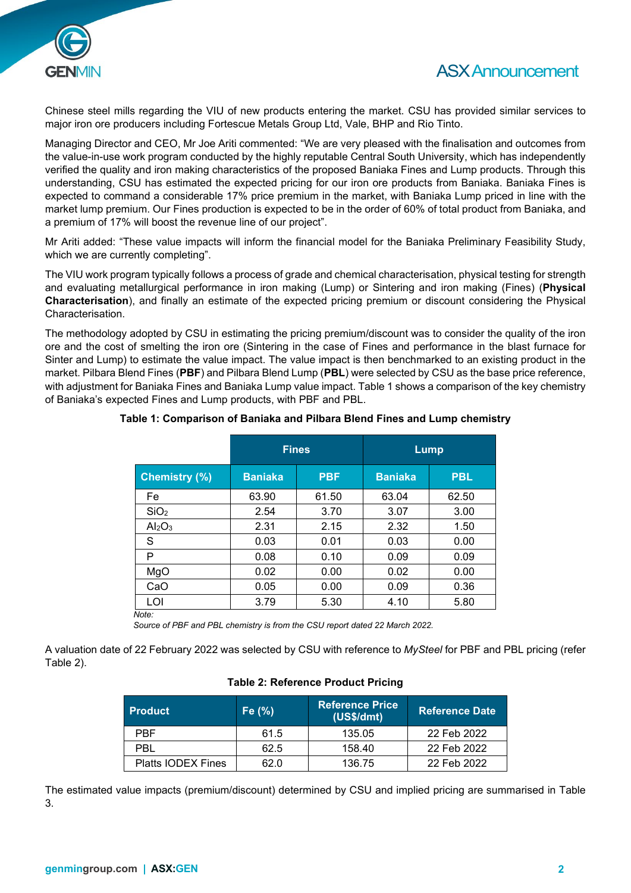Chinese steel mills regarding the VIU of new products entering the market. CSU has provided similar services to major iron ore producers including Fortescue Metals Group Ltd, Vale, BHP and Rio Tinto.

Managing Director and CEO, Mr Joe Ariti commented: "We are very pleased with the finalisation and outcomes from the value-in-use work program conducted by the highly reputable Central South University, which has independently verified the quality and iron making characteristics of the proposed Baniaka Fines and Lump products. Through this understanding, CSU has estimated the expected pricing for our iron ore products from Baniaka. Baniaka Fines is expected to command a considerable 17% price premium in the market, with Baniaka Lump priced in line with the market lump premium. Our Fines production is expected to be in the order of 60% of total product from Baniaka, and a premium of 17% will boost the revenue line of our project".

Mr Ariti added: "These value impacts will inform the financial model for the Baniaka Preliminary Feasibility Study, which we are currently completing".

The VIU work program typically follows a process of grade and chemical characterisation, physical testing for strength and evaluating metallurgical performance in iron making (Lump) or Sintering and iron making (Fines) (**Physical Characterisation**), and finally an estimate of the expected pricing premium or discount considering the Physical Characterisation.

The methodology adopted by CSU in estimating the pricing premium/discount was to consider the quality of the iron ore and the cost of smelting the iron ore (Sintering in the case of Fines and performance in the blast furnace for Sinter and Lump) to estimate the value impact. The value impact is then benchmarked to an existing product in the market. Pilbara Blend Fines (**PBF**) and Pilbara Blend Lump (**PBL**) were selected by CSU as the base price reference, with adjustment for Baniaka Fines and Baniaka Lump value impact. Table 1 shows a comparison of the key chemistry of Baniaka's expected Fines and Lump products, with PBF and PBL.

**Table 1: Comparison of Baniaka and Pilbara Blend Fines and Lump chemistry**

| | Fines | | Lump | |
|---|---|---|---|---|
| **Chemistry (%)** | **Baniaka** | **PBF** | **Baniaka** | **PBL** |
| Fe | 63.90 | 61.50 | 63.04 | 62.50 |
| $SiO_2$ | 2.54 | 3.70 | 3.07 | 3.00 |
| $Al_2O_3$ | 2.31 | 2.15 | 2.32 | 1.50 |
| S | 0.03 | 0.01 | 0.03 | 0.00 |
| P | 0.08 | 0.10 | 0.09 | 0.09 |
| MgO | 0.02 | 0.00 | 0.02 | 0.00 |
| CaO | 0.05 | 0.00 | 0.09 | 0.36 |
| LOI | 3.79 | 5.30 | 4.10 | 5.80 |

*Note:*
*Source of PBF and PBL chemistry is from the CSU report dated 22 March 2022.*

A valuation date of 22 February 2022 was selected by CSU with reference to *MySteel* for PBF and PBL pricing (refer Table 2).

**Table 2: Reference Product Pricing**

| Product | Fe (%) | Reference Price (US$/dmt) | Reference Date |
|---|---|---|---|
| PBF | 61.5 | 135.05 | 22 Feb 2022 |
| PBL | 62.5 | 158.40 | 22 Feb 2022 |
| Platts IODEX Fines | 62.0 | 136.75 | 22 Feb 2022 |

The estimated value impacts (premium/discount) determined by CSU and implied pricing are summarised in Table 3.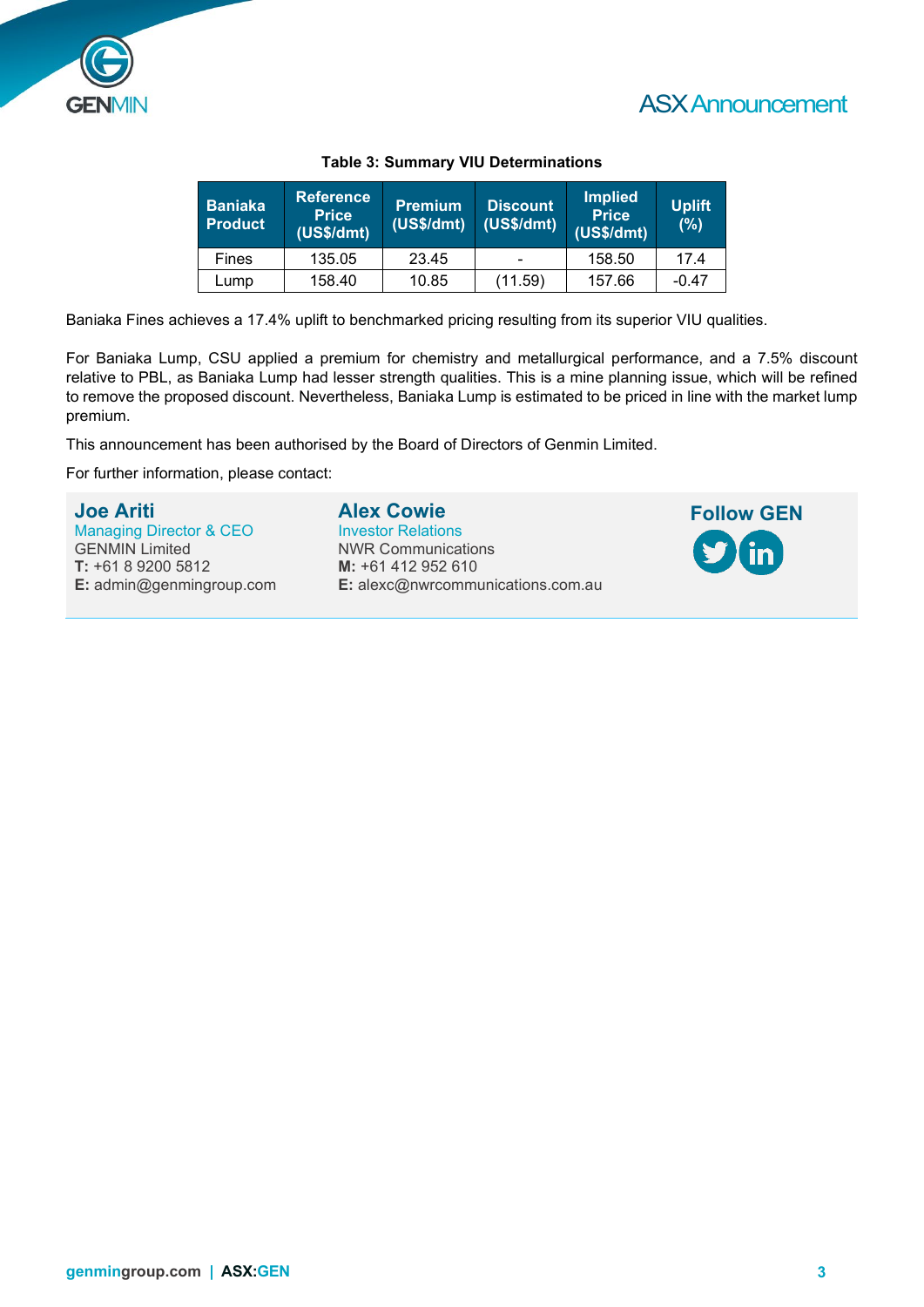**Table 3: Summary VIU Determinations**

| Baniaka Product | Reference Price (US$/dmt) | Premium (US$/dmt) | Discount (US$/dmt) | Implied Price (US$/dmt) | Uplift (%) |
|---|---|---|---|---|---|
| Fines | 135.05 | 23.45 | - | 158.50 | 17.4 |
| Lump | 158.40 | 10.85 | (11.59) | 157.66 | -0.47 |

Baniaka Fines achieves a 17.4% uplift to benchmarked pricing resulting from its superior VIU qualities.

For Baniaka Lump, CSU applied a premium for chemistry and metallurgical performance, and a 7.5% discount relative to PBL, as Baniaka Lump had lesser strength qualities. This is a mine planning issue, which will be refined to remove the proposed discount. Nevertheless, Baniaka Lump is estimated to be priced in line with the market lump premium.

This announcement has been authorised by the Board of Directors of Genmin Limited.

For further information, please contact:

**Joe Ariti**
Managing Director & CEO
GENMIN Limited
**T:** +61 8 9200 5812
**E:** admin@genmingroup.com

**Alex Cowie**
Investor Relations
NWR Communications
**M:** +61 412 952 610
**E:** alexc@nwrcommunications.com.au

**Follow GEN**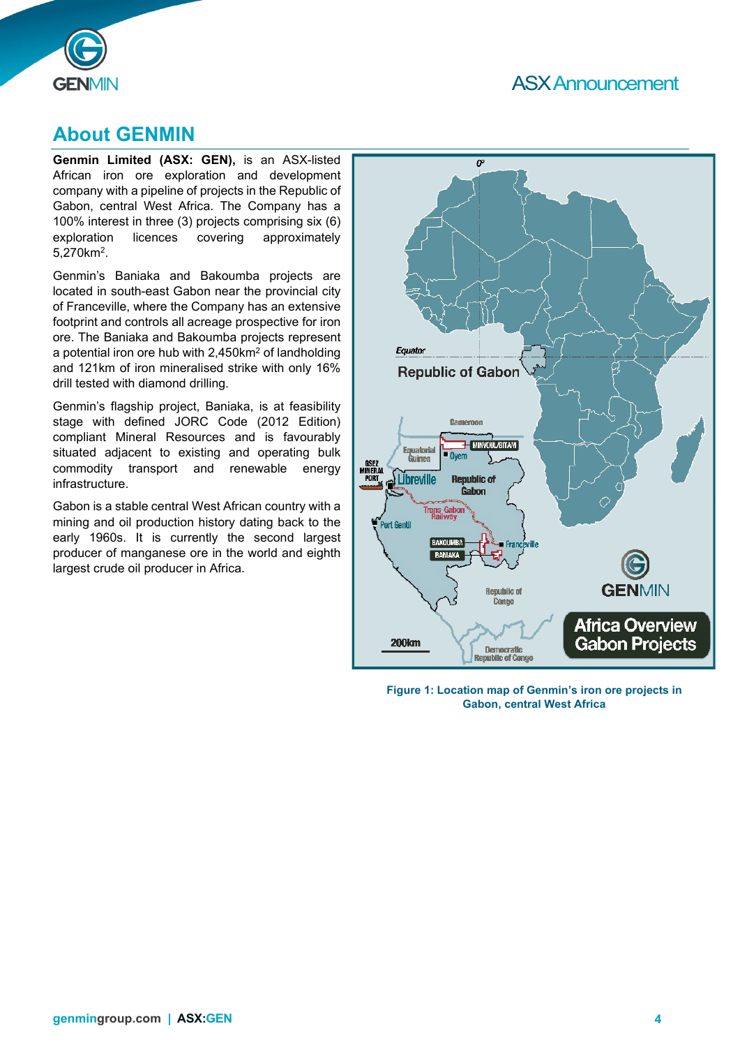## About GENMIN

**Genmin Limited (ASX: GEN),** is an ASX-listed African iron ore exploration and development company with a pipeline of projects in the Republic of Gabon, central West Africa. The Company has a 100% interest in three (3) projects comprising six (6) exploration licences covering approximately 5,270km$^2$.

Genmin's Baniaka and Bakoumba projects are located in south-east Gabon near the provincial city of Franceville, where the Company has an extensive footprint and controls all acreage prospective for iron ore. The Baniaka and Bakoumba projects represent a potential iron ore hub with 2,450km$^2$ of landholding and 121km of iron mineralised strike with only 16% drill tested with diamond drilling.

Genmin's flagship project, Baniaka, is at feasibility stage with defined JORC Code (2012 Edition) compliant Mineral Resources and is favourably situated adjacent to existing and operating bulk commodity transport and renewable energy infrastructure.

Gabon is a stable central West African country with a mining and oil production history dating back to the early 1960s. It is currently the second largest producer of manganese ore in the world and eighth largest crude oil producer in Africa.

0°
Equator
Republic of Gabon
Cameroon
MINVOUL/BITAM
Equatorial Guinea
Oyem
GSEZ MINERAL PORT
Libreville
Republic of Gabon
Trans-Gabon Railway
Port Gentil
BAKOUMBA
Franceville
BANIAKA
Republic of Congo
200km
Democratic Republic of Congo
GENMIN
Africa Overview Gabon Projects

**Figure 1: Location map of Genmin's iron ore projects in Gabon, central West Africa**